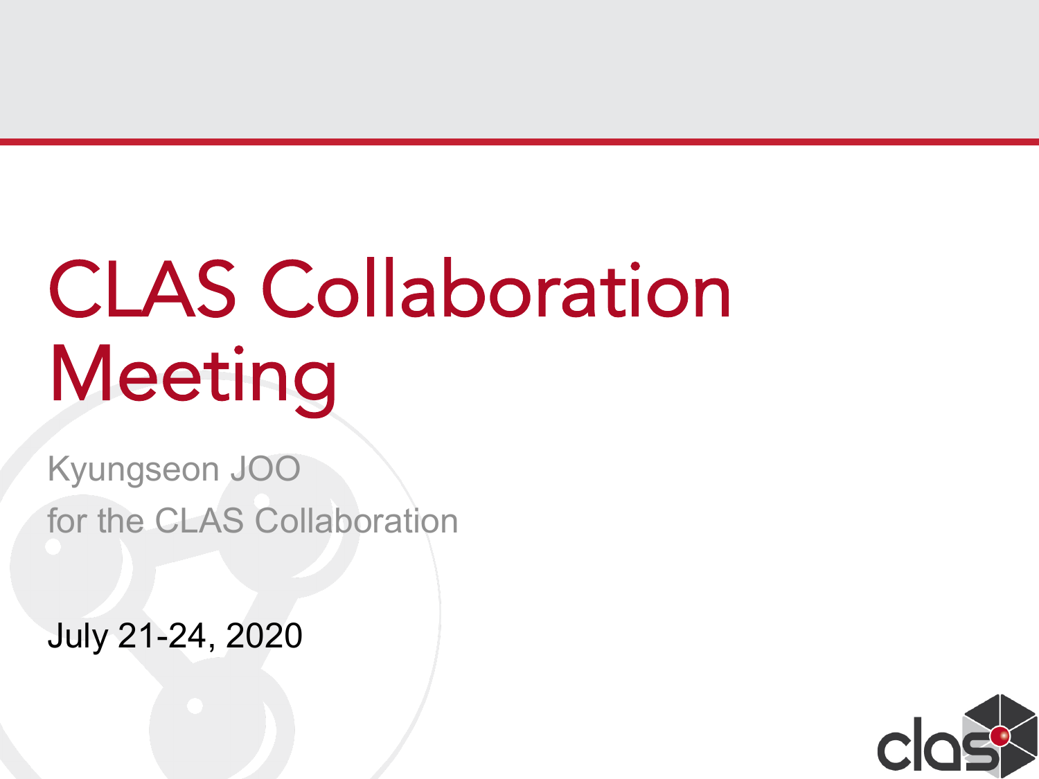# CLAS Collaboration Meeting

Kyungseon JOO

for the CLAS Collaboration

July 21-24, 2020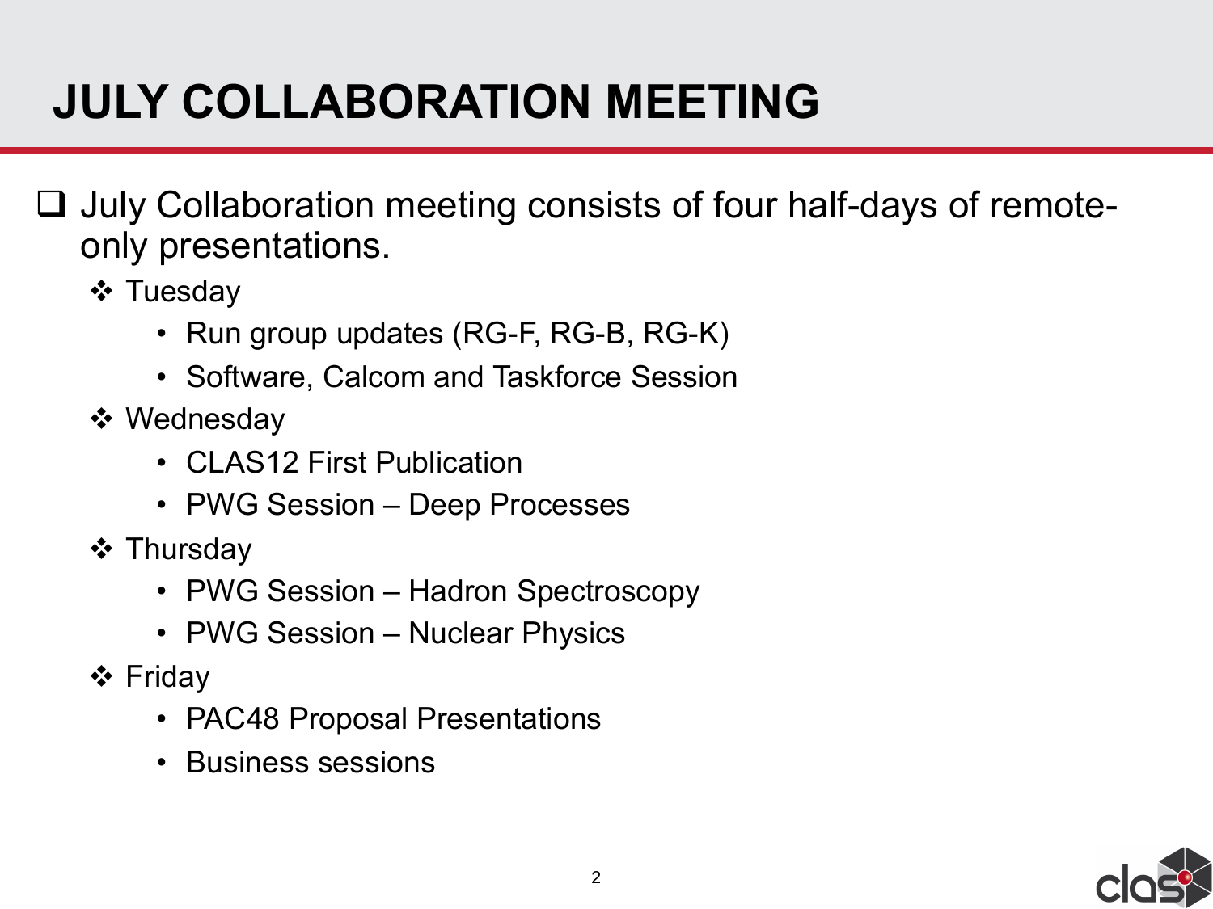# JULY COLLABORATION MEETING

- July Collaboration meeting consists of four half-days of remote-only presentations.
  - Tuesday
    - Run group updates (RG-F, RG-B, RG-K)
    - Software, Calcom and Taskforce Session
  - Wednesday
    - CLAS12 First Publication
    - PWG Session – Deep Processes
  - Thursday
    - PWG Session – Hadron Spectroscopy
    - PWG Session – Nuclear Physics
  - Friday
    - PAC48 Proposal Presentations
    - Business sessions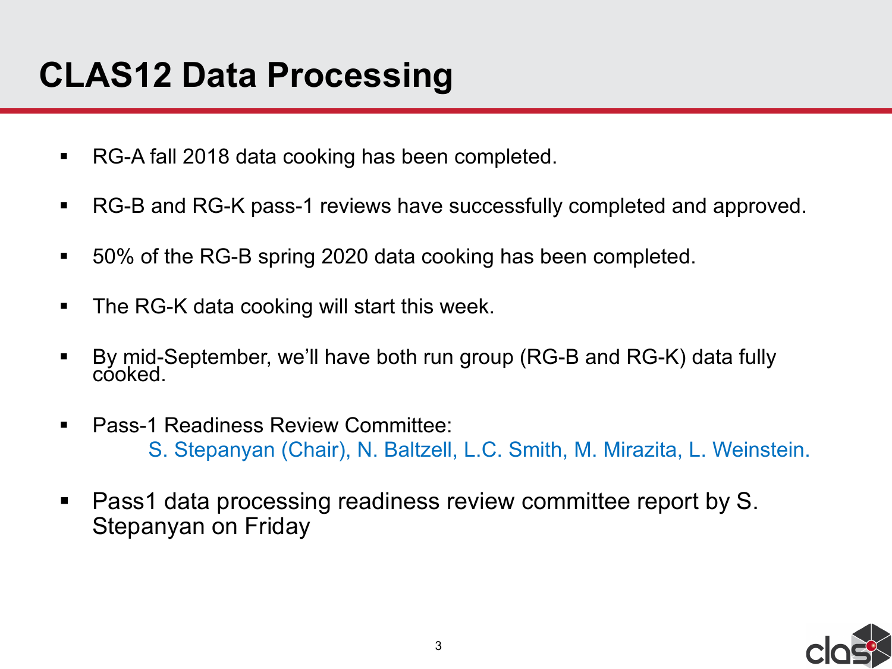# CLAS12 Data Processing

- RG-A fall 2018 data cooking has been completed.
- RG-B and RG-K pass-1 reviews have successfully completed and approved.
- 50% of the RG-B spring 2020 data cooking has been completed.
- The RG-K data cooking will start this week.
- By mid-September, we'll have both run group (RG-B and RG-K) data fully cooked.
- Pass-1 Readiness Review Committee:
  S. Stepanyan (Chair), N. Baltzell, L.C. Smith, M. Mirazita, L. Weinstein.
- Pass1 data processing readiness review committee report by S. Stepanyan on Friday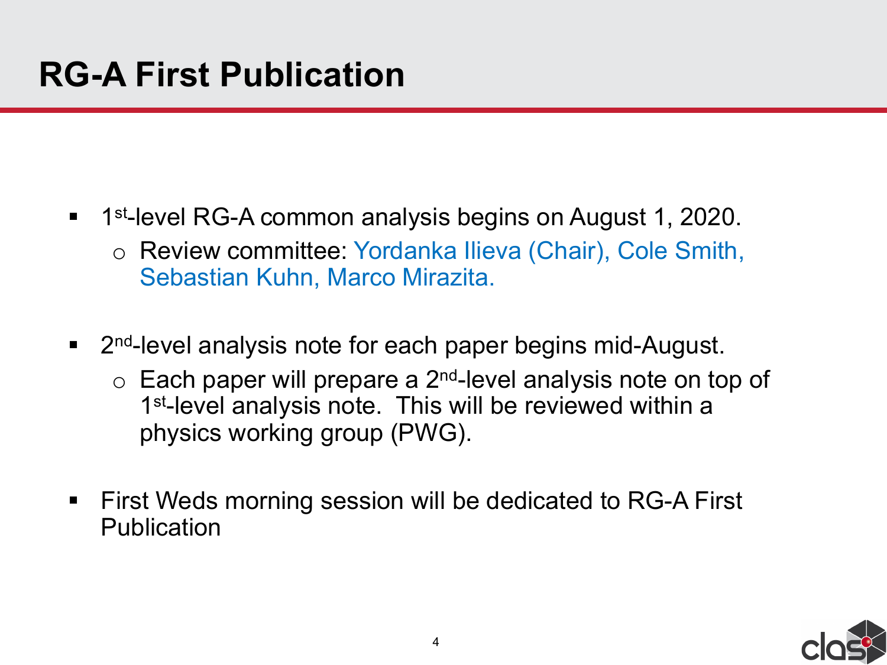# RG-A First Publication

- 1st-level RG-A common analysis begins on August 1, 2020.
  - Review committee: Yordanka Ilieva (Chair), Cole Smith, Sebastian Kuhn, Marco Mirazita.

- 2nd-level analysis note for each paper begins mid-August.
  - Each paper will prepare a 2nd-level analysis note on top of 1st-level analysis note. This will be reviewed within a physics working group (PWG).

- First Weds morning session will be dedicated to RG-A First Publication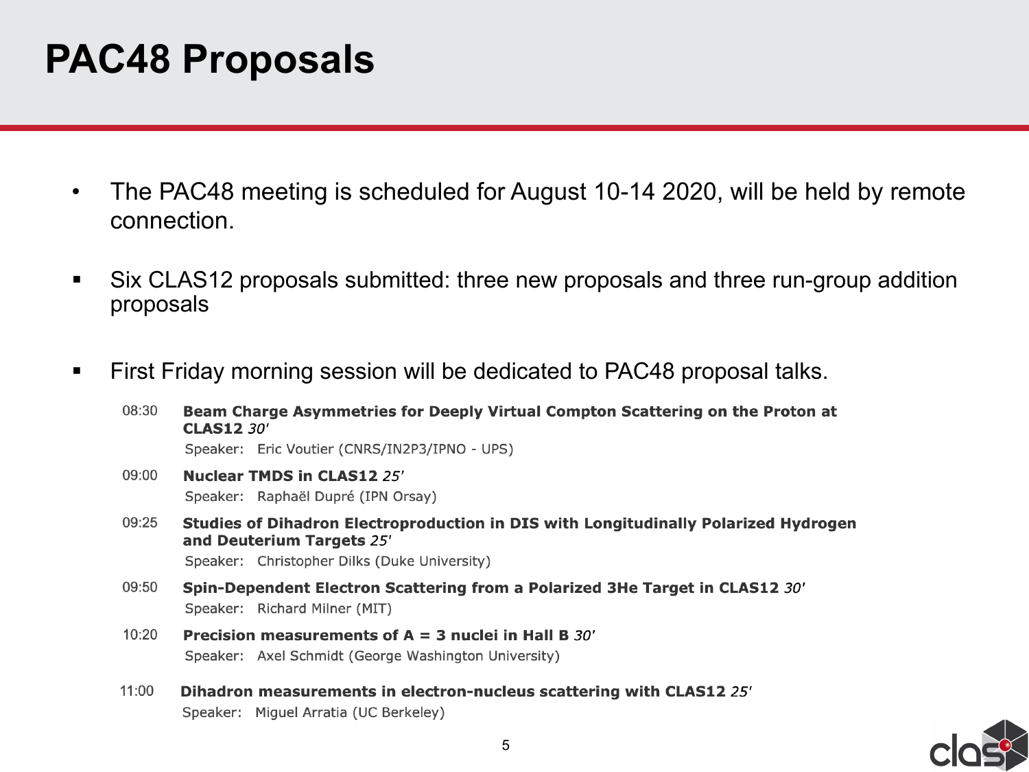# PAC48 Proposals

- The PAC48 meeting is scheduled for August 10-14 2020, will be held by remote connection.
- Six CLAS12 proposals submitted: three new proposals and three run-group addition proposals
- First Friday morning session will be dedicated to PAC48 proposal talks.

08:30 **Beam Charge Asymmetries for Deeply Virtual Compton Scattering on the Proton at CLAS12** *30′*
Speaker: Eric Voutier (CNRS/IN2P3/IPNO - UPS)

09:00 **Nuclear TMDS in CLAS12** *25′*
Speaker: Raphaël Dupré (IPN Orsay)

09:25 **Studies of Dihadron Electroproduction in DIS with Longitudinally Polarized Hydrogen and Deuterium Targets** *25′*
Speaker: Christopher Dilks (Duke University)

09:50 **Spin-Dependent Electron Scattering from a Polarized 3He Target in CLAS12** *30′*
Speaker: Richard Milner (MIT)

10:20 **Precision measurements of A = 3 nuclei in Hall B** *30′*
Speaker: Axel Schmidt (George Washington University)

11:00 **Dihadron measurements in electron-nucleus scattering with CLAS12** *25′*
Speaker: Miguel Arratia (UC Berkeley)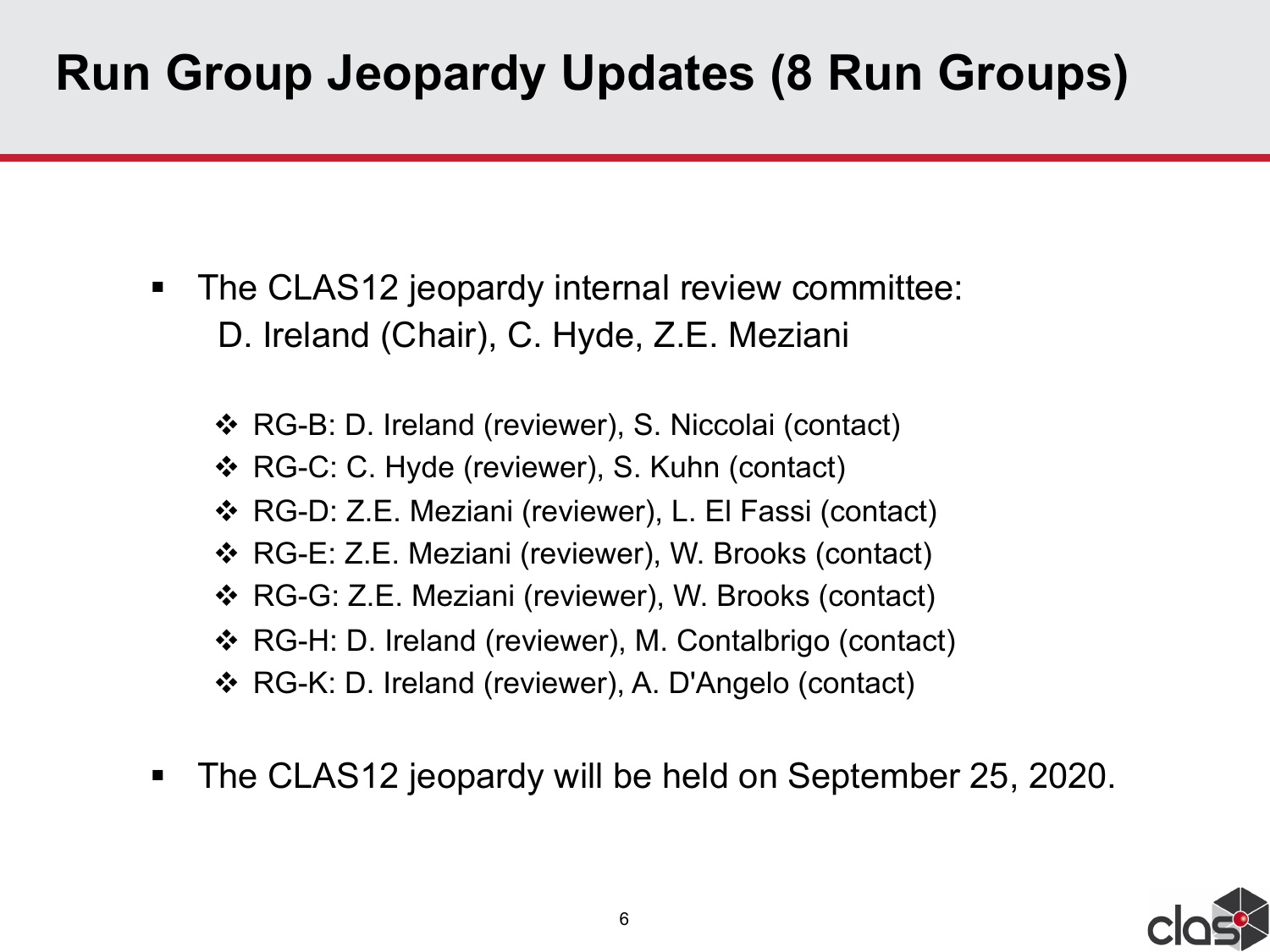# Run Group Jeopardy Updates (8 Run Groups)

- The CLAS12 jeopardy internal review committee:
  D. Ireland (Chair), C. Hyde, Z.E. Meziani
  - RG-B: D. Ireland (reviewer), S. Niccolai (contact)
  - RG-C: C. Hyde (reviewer), S. Kuhn (contact)
  - RG-D: Z.E. Meziani (reviewer), L. El Fassi (contact)
  - RG-E: Z.E. Meziani (reviewer), W. Brooks (contact)
  - RG-G: Z.E. Meziani (reviewer), W. Brooks (contact)
  - RG-H: D. Ireland (reviewer), M. Contalbrigo (contact)
  - RG-K: D. Ireland (reviewer), A. D'Angelo (contact)
- The CLAS12 jeopardy will be held on September 25, 2020.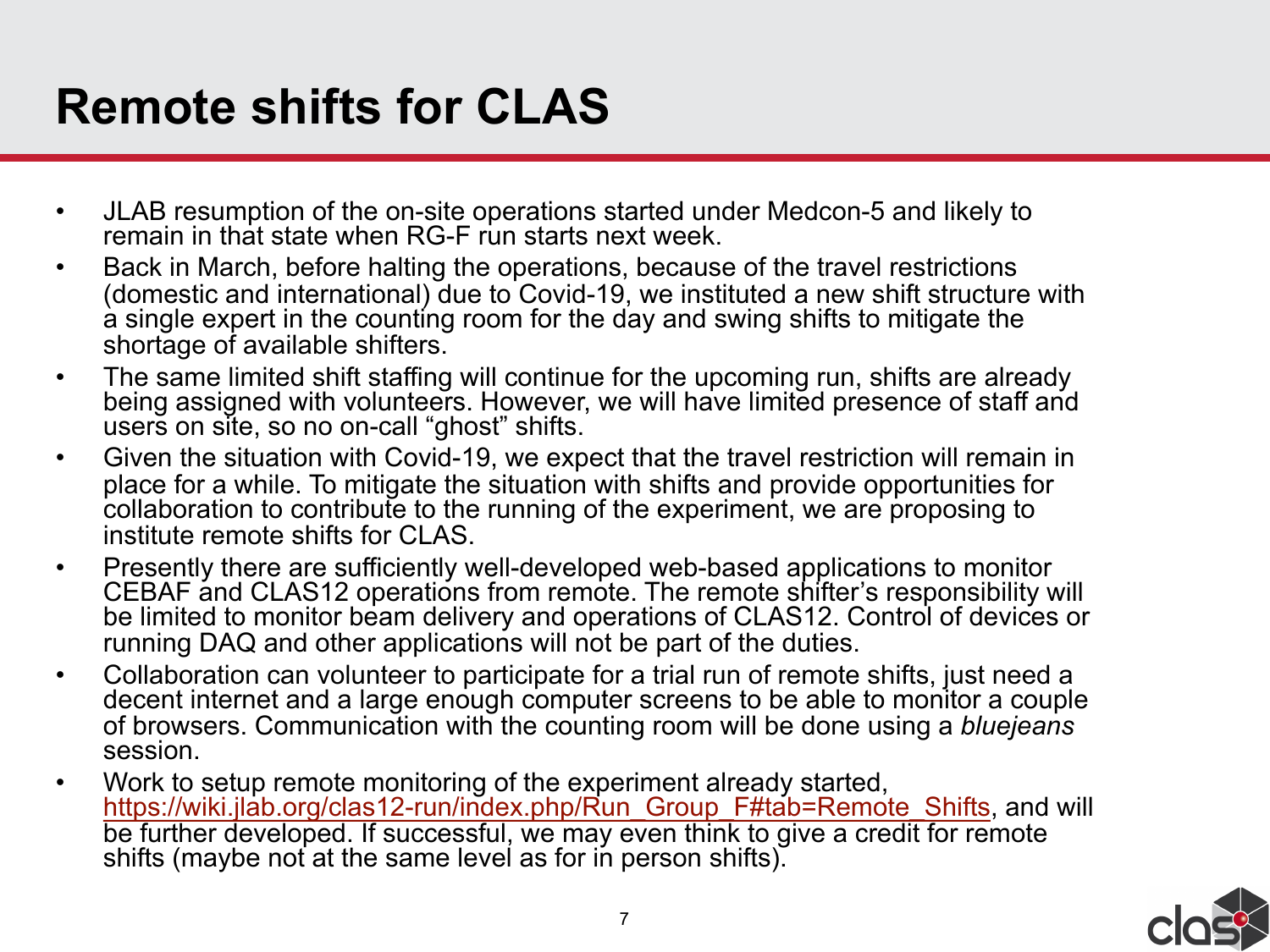# Remote shifts for CLAS

- JLAB resumption of the on-site operations started under Medcon-5 and likely to remain in that state when RG-F run starts next week.
- Back in March, before halting the operations, because of the travel restrictions (domestic and international) due to Covid-19, we instituted a new shift structure with a single expert in the counting room for the day and swing shifts to mitigate the shortage of available shifters.
- The same limited shift staffing will continue for the upcoming run, shifts are already being assigned with volunteers. However, we will have limited presence of staff and users on site, so no on-call "ghost" shifts.
- Given the situation with Covid-19, we expect that the travel restriction will remain in place for a while. To mitigate the situation with shifts and provide opportunities for collaboration to contribute to the running of the experiment, we are proposing to institute remote shifts for CLAS.
- Presently there are sufficiently well-developed web-based applications to monitor CEBAF and CLAS12 operations from remote. The remote shifter's responsibility will be limited to monitor beam delivery and operations of CLAS12. Control of devices or running DAQ and other applications will not be part of the duties.
- Collaboration can volunteer to participate for a trial run of remote shifts, just need a decent internet and a large enough computer screens to be able to monitor a couple of browsers. Communication with the counting room will be done using a *bluejeans* session.
- Work to setup remote monitoring of the experiment already started, https://wiki.jlab.org/clas12-run/index.php/Run_Group_F#tab=Remote_Shifts, and will be further developed. If successful, we may even think to give a credit for remote shifts (maybe not at the same level as for in person shifts).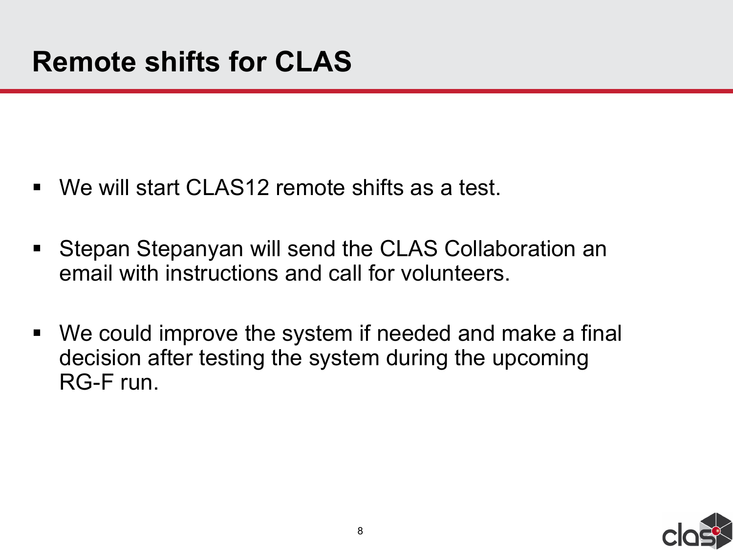# Remote shifts for CLAS

- We will start CLAS12 remote shifts as a test.
- Stepan Stepanyan will send the CLAS Collaboration an email with instructions and call for volunteers.
- We could improve the system if needed and make a final decision after testing the system during the upcoming RG-F run.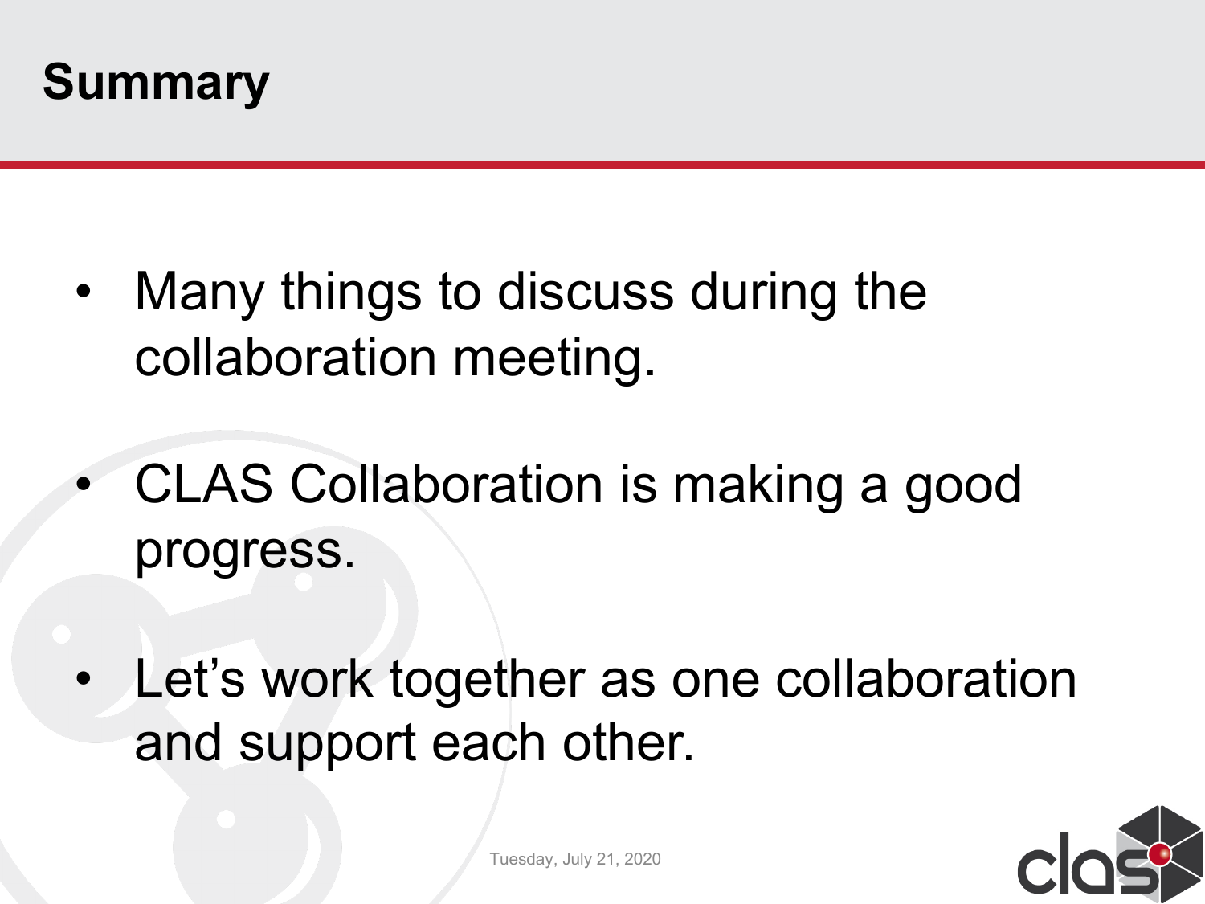# Summary

- Many things to discuss during the collaboration meeting.
- CLAS Collaboration is making a good progress.
- Let’s work together as one collaboration and support each other.

Tuesday, July 21, 2020